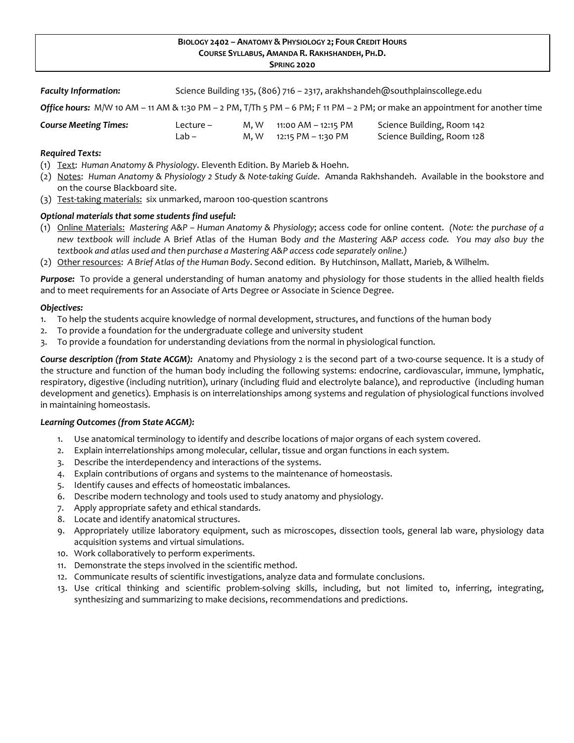# BIOLOGY 2402 – ANATOMY & PHYSIOLOGY 2; FOUR CREDIT HOURS
## COURSE SYLLABUS, AMANDA R. RAKHSHANDEH, PH.D.
### SPRING 2020

***Faculty Information:*** Science Building 135, (806) 716 – 2317, arakhshandeh@southplainscollege.edu

***Office hours:*** M/W 10 AM – 11 AM & 1:30 PM – 2 PM, T/Th 5 PM – 6 PM; F 11 PM – 2 PM; or make an appointment for another time

| ***Course Meeting Times:*** | | | | |
|---|---|---|---|---|
| | Lecture – | M, W | 11:00 AM – 12:15 PM | Science Building, Room 142 |
| | Lab – | M, W | 12:15 PM – 1:30 PM | Science Building, Room 128 |

***Required Texts:***

(1) Text: *Human Anatomy & Physiology*. Eleventh Edition. By Marieb & Hoehn.
(2) Notes: *Human Anatomy & Physiology 2 Study & Note-taking Guide*. Amanda Rakhshandeh. Available in the bookstore and on the course Blackboard site.
(3) Test-taking materials: six unmarked, maroon 100-question scantrons

***Optional materials that some students find useful:***

(1) Online Materials: *Mastering A&P – Human Anatomy & Physiology*; access code for online content. *(Note: the purchase of a new textbook will include* A Brief Atlas of the Human Body *and the Mastering A&P access code. You may also buy the textbook and atlas used and then purchase a Mastering A&P access code separately online.)*
(2) Other resources: *A Brief Atlas of the Human Body*. Second edition. By Hutchinson, Mallatt, Marieb, & Wilhelm.

***Purpose:*** To provide a general understanding of human anatomy and physiology for those students in the allied health fields and to meet requirements for an Associate of Arts Degree or Associate in Science Degree.

***Objectives:***

1. To help the students acquire knowledge of normal development, structures, and functions of the human body
2. To provide a foundation for the undergraduate college and university student
3. To provide a foundation for understanding deviations from the normal in physiological function.

***Course description (from State ACGM):*** Anatomy and Physiology 2 is the second part of a two-course sequence. It is a study of the structure and function of the human body including the following systems: endocrine, cardiovascular, immune, lymphatic, respiratory, digestive (including nutrition), urinary (including fluid and electrolyte balance), and reproductive (including human development and genetics). Emphasis is on interrelationships among systems and regulation of physiological functions involved in maintaining homeostasis.

***Learning Outcomes (from State ACGM):***

1. Use anatomical terminology to identify and describe locations of major organs of each system covered.
2. Explain interrelationships among molecular, cellular, tissue and organ functions in each system.
3. Describe the interdependency and interactions of the systems.
4. Explain contributions of organs and systems to the maintenance of homeostasis.
5. Identify causes and effects of homeostatic imbalances.
6. Describe modern technology and tools used to study anatomy and physiology.
7. Apply appropriate safety and ethical standards.
8. Locate and identify anatomical structures.
9. Appropriately utilize laboratory equipment, such as microscopes, dissection tools, general lab ware, physiology data acquisition systems and virtual simulations.
10. Work collaboratively to perform experiments.
11. Demonstrate the steps involved in the scientific method.
12. Communicate results of scientific investigations, analyze data and formulate conclusions.
13. Use critical thinking and scientific problem-solving skills, including, but not limited to, inferring, integrating, synthesizing and summarizing to make decisions, recommendations and predictions.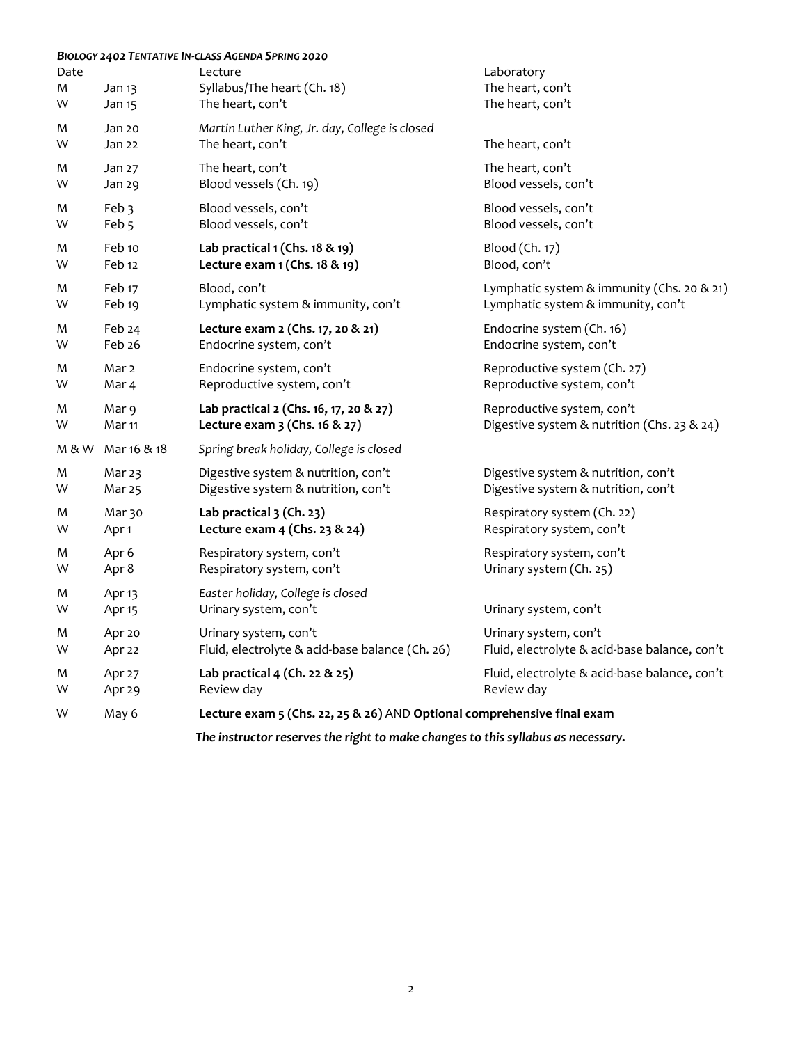***Biology 2402 Tentative In-class Agenda Spring 2020***

| Date | | Lecture | Laboratory |
|---|---|---|---|
| M | Jan 13 | Syllabus/The heart (Ch. 18) | The heart, con't |
| W | Jan 15 | The heart, con't | The heart, con't |
| M | Jan 20 | *Martin Luther King, Jr. day, College is closed* | |
| W | Jan 22 | The heart, con't | The heart, con't |
| M | Jan 27 | The heart, con't | The heart, con't |
| W | Jan 29 | Blood vessels (Ch. 19) | Blood vessels, con't |
| M | Feb 3 | Blood vessels, con't | Blood vessels, con't |
| W | Feb 5 | Blood vessels, con't | Blood vessels, con't |
| M | Feb 10 | **Lab practical 1 (Chs. 18 & 19)** | Blood (Ch. 17) |
| W | Feb 12 | **Lecture exam 1 (Chs. 18 & 19)** | Blood, con't |
| M | Feb 17 | Blood, con't | Lymphatic system & immunity (Chs. 20 & 21) |
| W | Feb 19 | Lymphatic system & immunity, con't | Lymphatic system & immunity, con't |
| M | Feb 24 | **Lecture exam 2 (Chs. 17, 20 & 21)** | Endocrine system (Ch. 16) |
| W | Feb 26 | Endocrine system, con't | Endocrine system, con't |
| M | Mar 2 | Endocrine system, con't | Reproductive system (Ch. 27) |
| W | Mar 4 | Reproductive system, con't | Reproductive system, con't |
| M | Mar 9 | **Lab practical 2 (Chs. 16, 17, 20 & 27)** | Reproductive system, con't |
| W | Mar 11 | **Lecture exam 3 (Chs. 16 & 27)** | Digestive system & nutrition (Chs. 23 & 24) |
| M & W | Mar 16 & 18 | *Spring break holiday, College is closed* | |
| M | Mar 23 | Digestive system & nutrition, con't | Digestive system & nutrition, con't |
| W | Mar 25 | Digestive system & nutrition, con't | Digestive system & nutrition, con't |
| M | Mar 30 | **Lab practical 3 (Ch. 23)** | Respiratory system (Ch. 22) |
| W | Apr 1 | **Lecture exam 4 (Chs. 23 & 24)** | Respiratory system, con't |
| M | Apr 6 | Respiratory system, con't | Respiratory system, con't |
| W | Apr 8 | Respiratory system, con't | Urinary system (Ch. 25) |
| M | Apr 13 | *Easter holiday, College is closed* | |
| W | Apr 15 | Urinary system, con't | Urinary system, con't |
| M | Apr 20 | Urinary system, con't | Urinary system, con't |
| W | Apr 22 | Fluid, electrolyte & acid-base balance (Ch. 26) | Fluid, electrolyte & acid-base balance, con't |
| M | Apr 27 | **Lab practical 4 (Ch. 22 & 25)** | Fluid, electrolyte & acid-base balance, con't |
| W | Apr 29 | Review day | Review day |
| W | May 6 | **Lecture exam 5 (Chs. 22, 25 & 26)** AND **Optional comprehensive final exam** | |

***The instructor reserves the right to make changes to this syllabus as necessary.***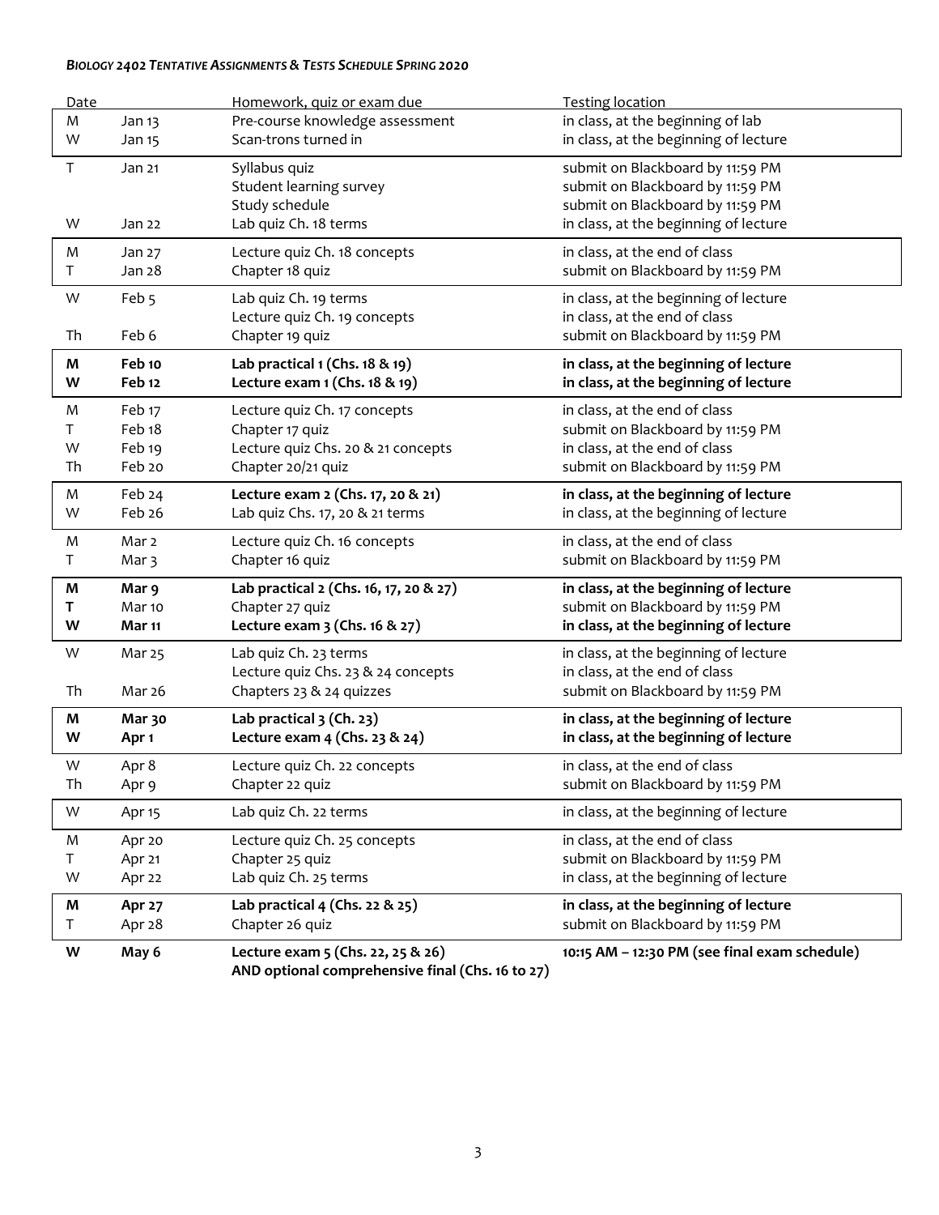***BIOLOGY 2402 TENTATIVE ASSIGNMENTS & TESTS SCHEDULE SPRING 2020***

| Date | | Homework, quiz or exam due | Testing location |
|---|---|---|---|
| M | Jan 13 | Pre-course knowledge assessment | in class, at the beginning of lab |
| W | Jan 15 | Scan-trons turned in | in class, at the beginning of lecture |
| T | Jan 21 | Syllabus quiz | submit on Blackboard by 11:59 PM |
| | | Student learning survey | submit on Blackboard by 11:59 PM |
| | | Study schedule | submit on Blackboard by 11:59 PM |
| W | Jan 22 | Lab quiz Ch. 18 terms | in class, at the beginning of lecture |
| M | Jan 27 | Lecture quiz Ch. 18 concepts | in class, at the end of class |
| T | Jan 28 | Chapter 18 quiz | submit on Blackboard by 11:59 PM |
| W | Feb 5 | Lab quiz Ch. 19 terms | in class, at the beginning of lecture |
| | | Lecture quiz Ch. 19 concepts | in class, at the end of class |
| Th | Feb 6 | Chapter 19 quiz | submit on Blackboard by 11:59 PM |
| **M** | **Feb 10** | **Lab practical 1 (Chs. 18 & 19)** | **in class, at the beginning of lecture** |
| **W** | **Feb 12** | **Lecture exam 1 (Chs. 18 & 19)** | **in class, at the beginning of lecture** |
| M | Feb 17 | Lecture quiz Ch. 17 concepts | in class, at the end of class |
| T | Feb 18 | Chapter 17 quiz | submit on Blackboard by 11:59 PM |
| W | Feb 19 | Lecture quiz Chs. 20 & 21 concepts | in class, at the end of class |
| Th | Feb 20 | Chapter 20/21 quiz | submit on Blackboard by 11:59 PM |
| M | Feb 24 | **Lecture exam 2 (Chs. 17, 20 & 21)** | **in class, at the beginning of lecture** |
| W | Feb 26 | Lab quiz Chs. 17, 20 & 21 terms | in class, at the beginning of lecture |
| M | Mar 2 | Lecture quiz Ch. 16 concepts | in class, at the end of class |
| T | Mar 3 | Chapter 16 quiz | submit on Blackboard by 11:59 PM |
| **M** | **Mar 9** | **Lab practical 2 (Chs. 16, 17, 20 & 27)** | **in class, at the beginning of lecture** |
| **T** | Mar 10 | Chapter 27 quiz | submit on Blackboard by 11:59 PM |
| **W** | **Mar 11** | **Lecture exam 3 (Chs. 16 & 27)** | **in class, at the beginning of lecture** |
| W | Mar 25 | Lab quiz Ch. 23 terms | in class, at the beginning of lecture |
| | | Lecture quiz Chs. 23 & 24 concepts | in class, at the end of class |
| Th | Mar 26 | Chapters 23 & 24 quizzes | submit on Blackboard by 11:59 PM |
| **M** | **Mar 30** | **Lab practical 3 (Ch. 23)** | **in class, at the beginning of lecture** |
| **W** | **Apr 1** | **Lecture exam 4 (Chs. 23 & 24)** | **in class, at the beginning of lecture** |
| W | Apr 8 | Lecture quiz Ch. 22 concepts | in class, at the end of class |
| Th | Apr 9 | Chapter 22 quiz | submit on Blackboard by 11:59 PM |
| W | Apr 15 | Lab quiz Ch. 22 terms | in class, at the beginning of lecture |
| M | Apr 20 | Lecture quiz Ch. 25 concepts | in class, at the end of class |
| T | Apr 21 | Chapter 25 quiz | submit on Blackboard by 11:59 PM |
| W | Apr 22 | Lab quiz Ch. 25 terms | in class, at the beginning of lecture |
| **M** | **Apr 27** | **Lab practical 4 (Chs. 22 & 25)** | **in class, at the beginning of lecture** |
| T | Apr 28 | Chapter 26 quiz | submit on Blackboard by 11:59 PM |
| **W** | **May 6** | **Lecture exam 5 (Chs. 22, 25 & 26) AND optional comprehensive final (Chs. 16 to 27)** | **10:15 AM – 12:30 PM (see final exam schedule)** |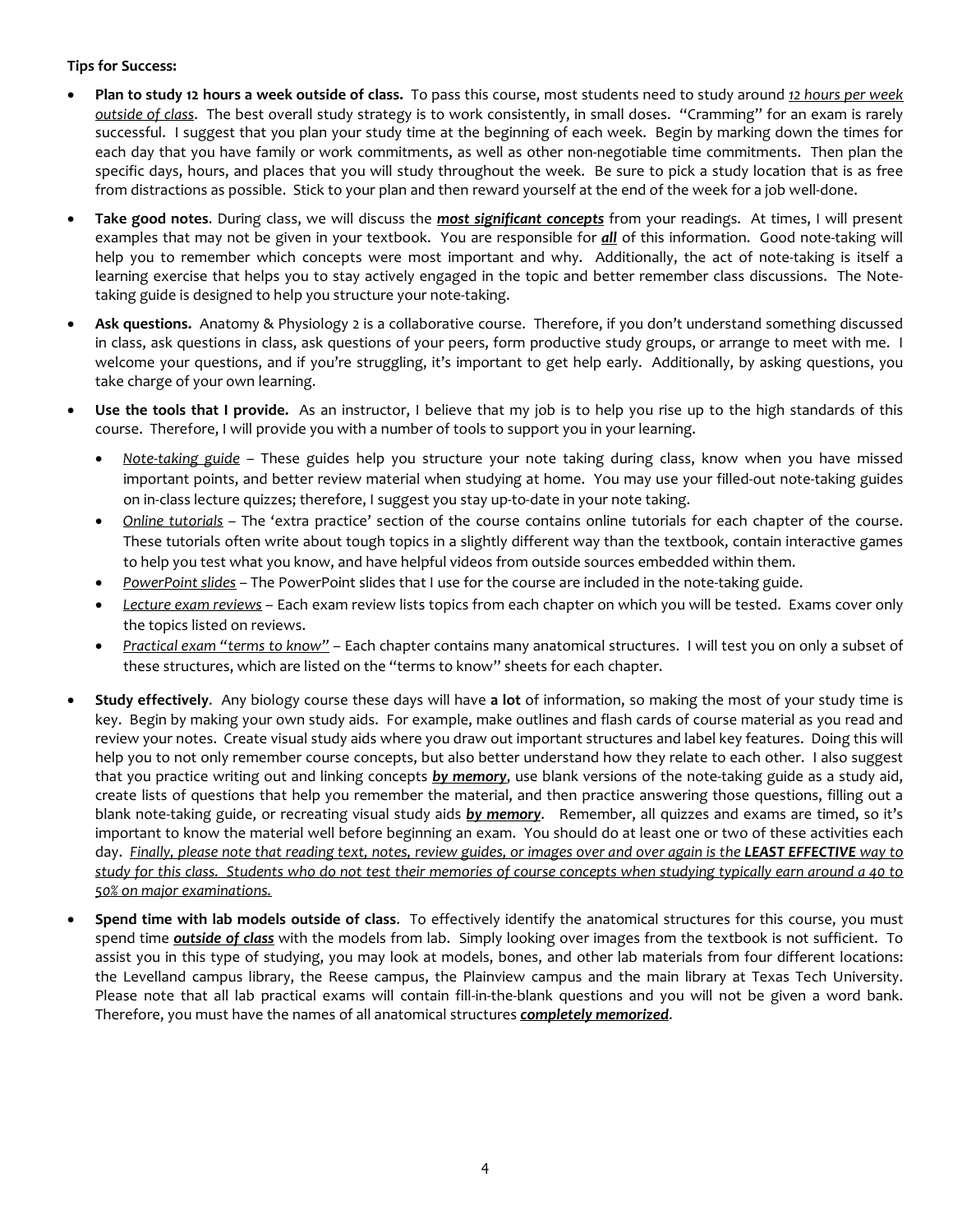**Tips for Success:**

- **Plan to study 12 hours a week outside of class.** To pass this course, most students need to study around _12 hours per week outside of class_. The best overall study strategy is to work consistently, in small doses. "Cramming" for an exam is rarely successful. I suggest that you plan your study time at the beginning of each week. Begin by marking down the times for each day that you have family or work commitments, as well as other non-negotiable time commitments. Then plan the specific days, hours, and places that you will study throughout the week. Be sure to pick a study location that is as free from distractions as possible. Stick to your plan and then reward yourself at the end of the week for a job well-done.

- **Take good notes**. During class, we will discuss the ***most significant concepts*** from your readings. At times, I will present examples that may not be given in your textbook. You are responsible for ***all*** of this information. Good note-taking will help you to remember which concepts were most important and why. Additionally, the act of note-taking is itself a learning exercise that helps you to stay actively engaged in the topic and better remember class discussions. The Note-taking guide is designed to help you structure your note-taking.

- **Ask questions.** Anatomy & Physiology 2 is a collaborative course. Therefore, if you don't understand something discussed in class, ask questions in class, ask questions of your peers, form productive study groups, or arrange to meet with me. I welcome your questions, and if you're struggling, it's important to get help early. Additionally, by asking questions, you take charge of your own learning.

- **Use the tools that I provide.** As an instructor, I believe that my job is to help you rise up to the high standards of this course. Therefore, I will provide you with a number of tools to support you in your learning.
  - _Note-taking guide_ – These guides help you structure your note taking during class, know when you have missed important points, and better review material when studying at home. You may use your filled-out note-taking guides on in-class lecture quizzes; therefore, I suggest you stay up-to-date in your note taking.
  - _Online tutorials_ – The 'extra practice' section of the course contains online tutorials for each chapter of the course. These tutorials often write about tough topics in a slightly different way than the textbook, contain interactive games to help you test what you know, and have helpful videos from outside sources embedded within them.
  - _PowerPoint slides_ – The PowerPoint slides that I use for the course are included in the note-taking guide.
  - _Lecture exam reviews_ – Each exam review lists topics from each chapter on which you will be tested. Exams cover only the topics listed on reviews.
  - _Practical exam "terms to know"_ – Each chapter contains many anatomical structures. I will test you on only a subset of these structures, which are listed on the "terms to know" sheets for each chapter.

- **Study effectively**. Any biology course these days will have **a lot** of information, so making the most of your study time is key. Begin by making your own study aids. For example, make outlines and flash cards of course material as you read and review your notes. Create visual study aids where you draw out important structures and label key features. Doing this will help you to not only remember course concepts, but also better understand how they relate to each other. I also suggest that you practice writing out and linking concepts ***by memory***, use blank versions of the note-taking guide as a study aid, create lists of questions that help you remember the material, and then practice answering those questions, filling out a blank note-taking guide, or recreating visual study aids ***by memory***. Remember, all quizzes and exams are timed, so it's important to know the material well before beginning an exam. You should do at least one or two of these activities each day. _Finally, please note that reading text, notes, review guides, or images over and over again is the **LEAST EFFECTIVE** way to study for this class. Students who do not test their memories of course concepts when studying typically earn around a 40 to 50% on major examinations._

- **Spend time with lab models outside of class**. To effectively identify the anatomical structures for this course, you must spend time ***outside of class*** with the models from lab. Simply looking over images from the textbook is not sufficient. To assist you in this type of studying, you may look at models, bones, and other lab materials from four different locations: the Levelland campus library, the Reese campus, the Plainview campus and the main library at Texas Tech University. Please note that all lab practical exams will contain fill-in-the-blank questions and you will not be given a word bank. Therefore, you must have the names of all anatomical structures ***completely memorized***.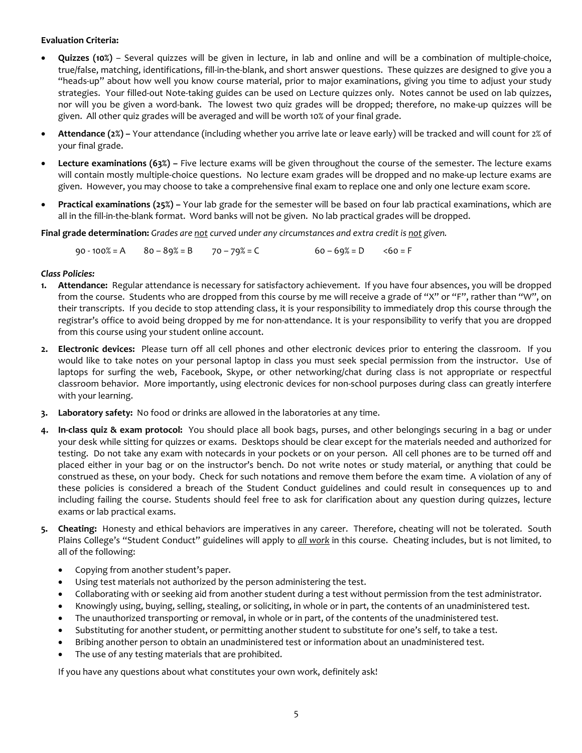**Evaluation Criteria:**

- **Quizzes (10%)** – Several quizzes will be given in lecture, in lab and online and will be a combination of multiple-choice, true/false, matching, identifications, fill-in-the-blank, and short answer questions. These quizzes are designed to give you a "heads-up" about how well you know course material, prior to major examinations, giving you time to adjust your study strategies. Your filled-out Note-taking guides can be used on Lecture quizzes only. Notes cannot be used on lab quizzes, nor will you be given a word-bank. The lowest two quiz grades will be dropped; therefore, no make-up quizzes will be given. All other quiz grades will be averaged and will be worth 10% of your final grade.
- **Attendance (2%) –** Your attendance (including whether you arrive late or leave early) will be tracked and will count for 2% of your final grade.
- **Lecture examinations (63%) –** Five lecture exams will be given throughout the course of the semester. The lecture exams will contain mostly multiple-choice questions. No lecture exam grades will be dropped and no make-up lecture exams are given. However, you may choose to take a comprehensive final exam to replace one and only one lecture exam score.
- **Practical examinations (25%) –** Your lab grade for the semester will be based on four lab practical examinations, which are all in the fill-in-the-blank format. Word banks will not be given. No lab practical grades will be dropped.

**Final grade determination:** *Grades are not curved under any circumstances and extra credit is not given.*

90 - 100% = A   80 – 89% = B   70 – 79% = C   60 – 69% = D   <60 = F

***Class Policies:***

1. **Attendance:** Regular attendance is necessary for satisfactory achievement. If you have four absences, you will be dropped from the course. Students who are dropped from this course by me will receive a grade of "X" or "F", rather than "W", on their transcripts. If you decide to stop attending class, it is your responsibility to immediately drop this course through the registrar's office to avoid being dropped by me for non-attendance. It is your responsibility to verify that you are dropped from this course using your student online account.
2. **Electronic devices:** Please turn off all cell phones and other electronic devices prior to entering the classroom. If you would like to take notes on your personal laptop in class you must seek special permission from the instructor. Use of laptops for surfing the web, Facebook, Skype, or other networking/chat during class is not appropriate or respectful classroom behavior. More importantly, using electronic devices for non-school purposes during class can greatly interfere with your learning.
3. **Laboratory safety:** No food or drinks are allowed in the laboratories at any time.
4. **In-class quiz & exam protocol:** You should place all book bags, purses, and other belongings securing in a bag or under your desk while sitting for quizzes or exams. Desktops should be clear except for the materials needed and authorized for testing. Do not take any exam with notecards in your pockets or on your person. All cell phones are to be turned off and placed either in your bag or on the instructor's bench. Do not write notes or study material, or anything that could be construed as these, on your body. Check for such notations and remove them before the exam time. A violation of any of these policies is considered a breach of the Student Conduct guidelines and could result in consequences up to and including failing the course. Students should feel free to ask for clarification about any question during quizzes, lecture exams or lab practical exams.
5. **Cheating:** Honesty and ethical behaviors are imperatives in any career. Therefore, cheating will not be tolerated. South Plains College's "Student Conduct" guidelines will apply to ***all work*** in this course. Cheating includes, but is not limited, to all of the following:
   - Copying from another student's paper.
   - Using test materials not authorized by the person administering the test.
   - Collaborating with or seeking aid from another student during a test without permission from the test administrator.
   - Knowingly using, buying, selling, stealing, or soliciting, in whole or in part, the contents of an unadministered test.
   - The unauthorized transporting or removal, in whole or in part, of the contents of the unadministered test.
   - Substituting for another student, or permitting another student to substitute for one's self, to take a test.
   - Bribing another person to obtain an unadministered test or information about an unadministered test.
   - The use of any testing materials that are prohibited.

   If you have any questions about what constitutes your own work, definitely ask!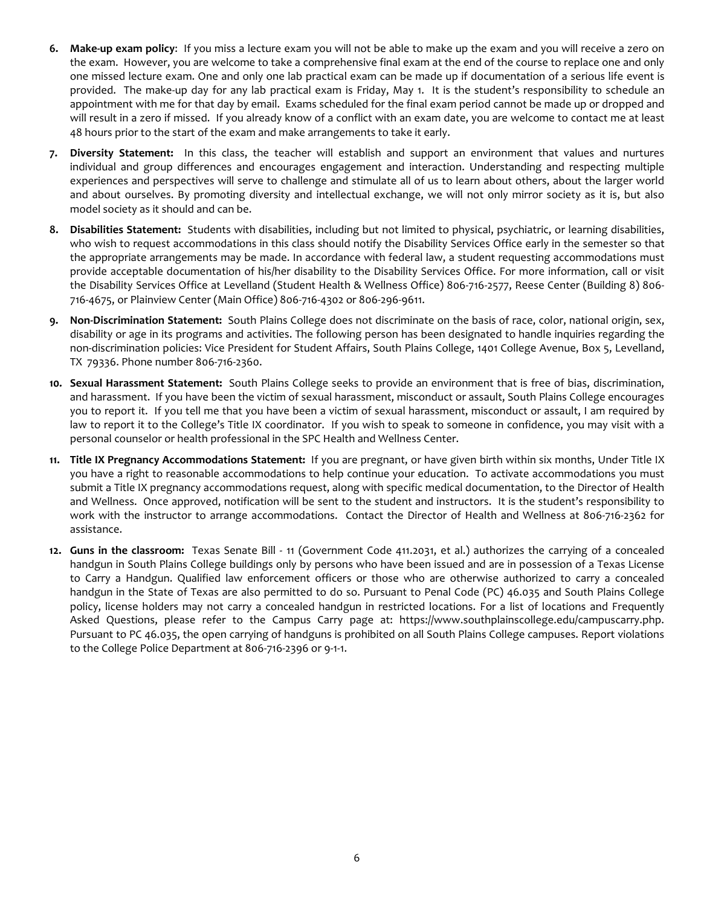6. **Make-up exam policy**: If you miss a lecture exam you will not be able to make up the exam and you will receive a zero on the exam. However, you are welcome to take a comprehensive final exam at the end of the course to replace one and only one missed lecture exam. One and only one lab practical exam can be made up if documentation of a serious life event is provided. The make-up day for any lab practical exam is Friday, May 1. It is the student's responsibility to schedule an appointment with me for that day by email. Exams scheduled for the final exam period cannot be made up or dropped and will result in a zero if missed. If you already know of a conflict with an exam date, you are welcome to contact me at least 48 hours prior to the start of the exam and make arrangements to take it early.

7. **Diversity Statement:** In this class, the teacher will establish and support an environment that values and nurtures individual and group differences and encourages engagement and interaction. Understanding and respecting multiple experiences and perspectives will serve to challenge and stimulate all of us to learn about others, about the larger world and about ourselves. By promoting diversity and intellectual exchange, we will not only mirror society as it is, but also model society as it should and can be.

8. **Disabilities Statement:** Students with disabilities, including but not limited to physical, psychiatric, or learning disabilities, who wish to request accommodations in this class should notify the Disability Services Office early in the semester so that the appropriate arrangements may be made. In accordance with federal law, a student requesting accommodations must provide acceptable documentation of his/her disability to the Disability Services Office. For more information, call or visit the Disability Services Office at Levelland (Student Health & Wellness Office) 806-716-2577, Reese Center (Building 8) 806-716-4675, or Plainview Center (Main Office) 806-716-4302 or 806-296-9611.

9. **Non-Discrimination Statement:** South Plains College does not discriminate on the basis of race, color, national origin, sex, disability or age in its programs and activities. The following person has been designated to handle inquiries regarding the non-discrimination policies: Vice President for Student Affairs, South Plains College, 1401 College Avenue, Box 5, Levelland, TX 79336. Phone number 806-716-2360.

10. **Sexual Harassment Statement:** South Plains College seeks to provide an environment that is free of bias, discrimination, and harassment. If you have been the victim of sexual harassment, misconduct or assault, South Plains College encourages you to report it. If you tell me that you have been a victim of sexual harassment, misconduct or assault, I am required by law to report it to the College's Title IX coordinator. If you wish to speak to someone in confidence, you may visit with a personal counselor or health professional in the SPC Health and Wellness Center.

11. **Title IX Pregnancy Accommodations Statement:** If you are pregnant, or have given birth within six months, Under Title IX you have a right to reasonable accommodations to help continue your education. To activate accommodations you must submit a Title IX pregnancy accommodations request, along with specific medical documentation, to the Director of Health and Wellness. Once approved, notification will be sent to the student and instructors. It is the student's responsibility to work with the instructor to arrange accommodations. Contact the Director of Health and Wellness at 806-716-2362 for assistance.

12. **Guns in the classroom:** Texas Senate Bill - 11 (Government Code 411.2031, et al.) authorizes the carrying of a concealed handgun in South Plains College buildings only by persons who have been issued and are in possession of a Texas License to Carry a Handgun. Qualified law enforcement officers or those who are otherwise authorized to carry a concealed handgun in the State of Texas are also permitted to do so. Pursuant to Penal Code (PC) 46.035 and South Plains College policy, license holders may not carry a concealed handgun in restricted locations. For a list of locations and Frequently Asked Questions, please refer to the Campus Carry page at: https://www.southplainscollege.edu/campuscarry.php. Pursuant to PC 46.035, the open carrying of handguns is prohibited on all South Plains College campuses. Report violations to the College Police Department at 806-716-2396 or 9-1-1.